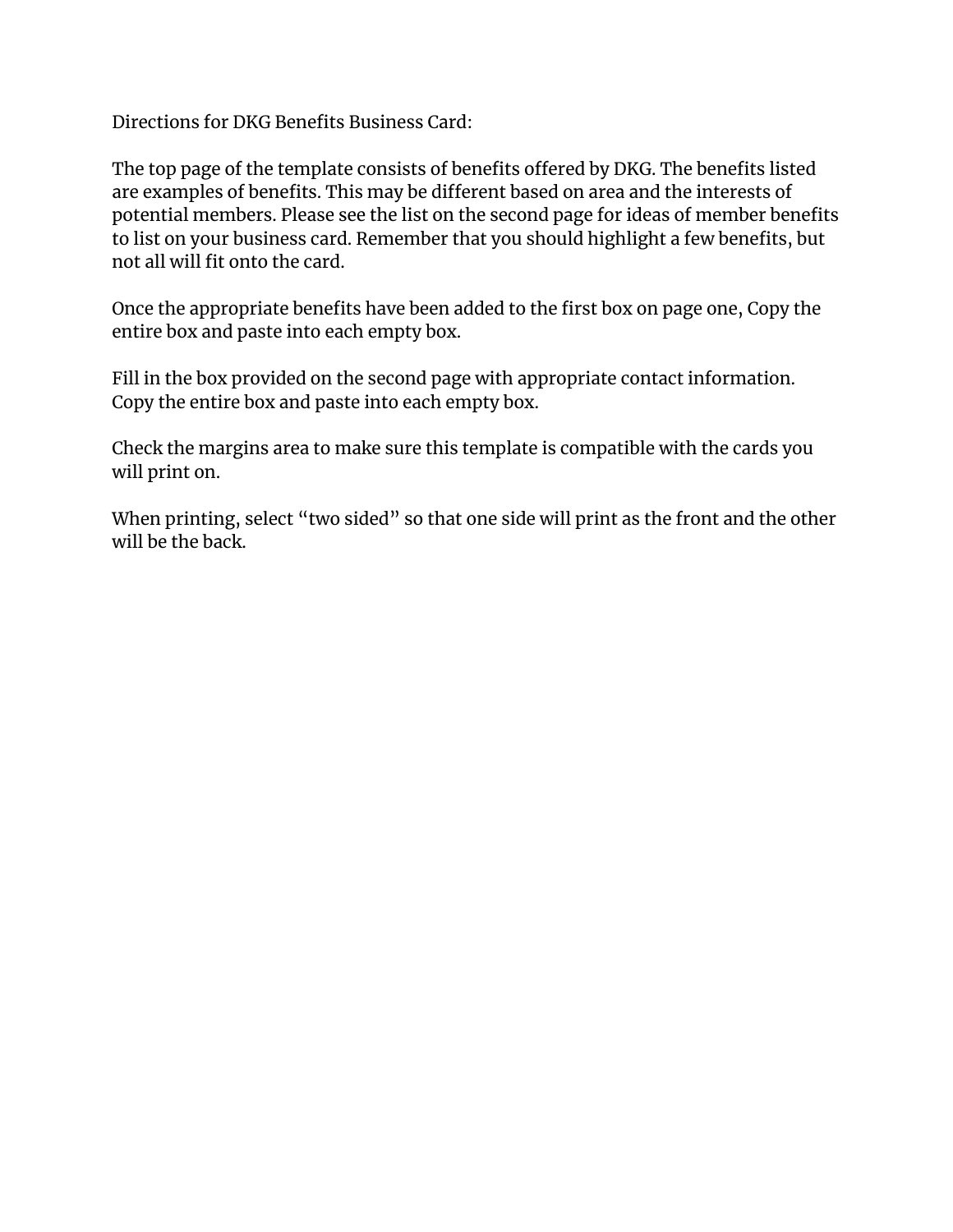Directions for DKG Benefits Business Card:

The top page of the template consists of benefits offered by DKG. The benefits listed are examples of benefits. This may be different based on area and the interests of potential members. Please see the list on the second page for ideas of member benefits to list on your business card. Remember that you should highlight a few benefits, but not all will fit onto the card.

Once the appropriate benefits have been added to the first box on page one, Copy the entire box and paste into each empty box.

Fill in the box provided on the second page with appropriate contact information. Copy the entire box and paste into each empty box.

Check the margins area to make sure this template is compatible with the cards you will print on.

When printing, select "two sided" so that one side will print as the front and the other will be the back.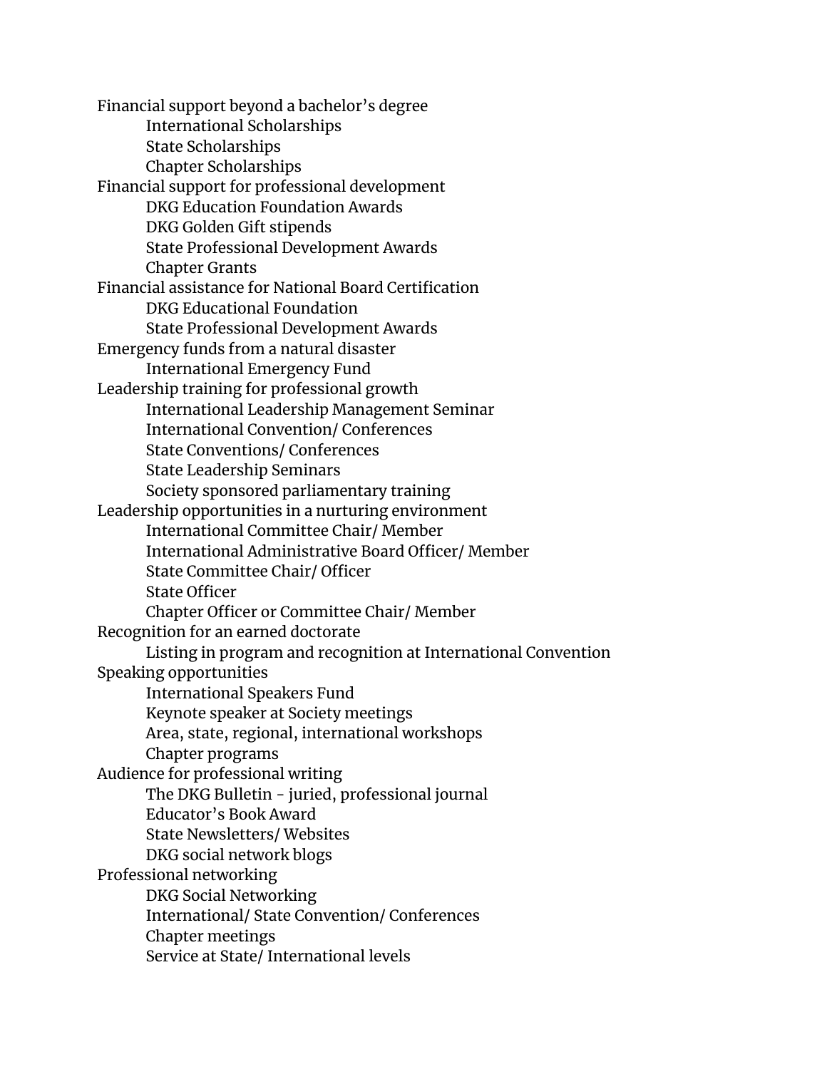- Financial support beyond a bachelor's degree
  - International Scholarships
  - State Scholarships
  - Chapter Scholarships
- Financial support for professional development
  - DKG Education Foundation Awards
  - DKG Golden Gift stipends
  - State Professional Development Awards
  - Chapter Grants
- Financial assistance for National Board Certification
  - DKG Educational Foundation
  - State Professional Development Awards
- Emergency funds from a natural disaster
  - International Emergency Fund
- Leadership training for professional growth
  - International Leadership Management Seminar
  - International Convention/ Conferences
  - State Conventions/ Conferences
  - State Leadership Seminars
  - Society sponsored parliamentary training
- Leadership opportunities in a nurturing environment
  - International Committee Chair/ Member
  - International Administrative Board Officer/ Member
  - State Committee Chair/ Officer
  - State Officer
  - Chapter Officer or Committee Chair/ Member
- Recognition for an earned doctorate
  - Listing in program and recognition at International Convention
- Speaking opportunities
  - International Speakers Fund
  - Keynote speaker at Society meetings
  - Area, state, regional, international workshops
  - Chapter programs
- Audience for professional writing
  - The DKG Bulletin - juried, professional journal
  - Educator's Book Award
  - State Newsletters/ Websites
  - DKG social network blogs
- Professional networking
  - DKG Social Networking
  - International/ State Convention/ Conferences
  - Chapter meetings
  - Service at State/ International levels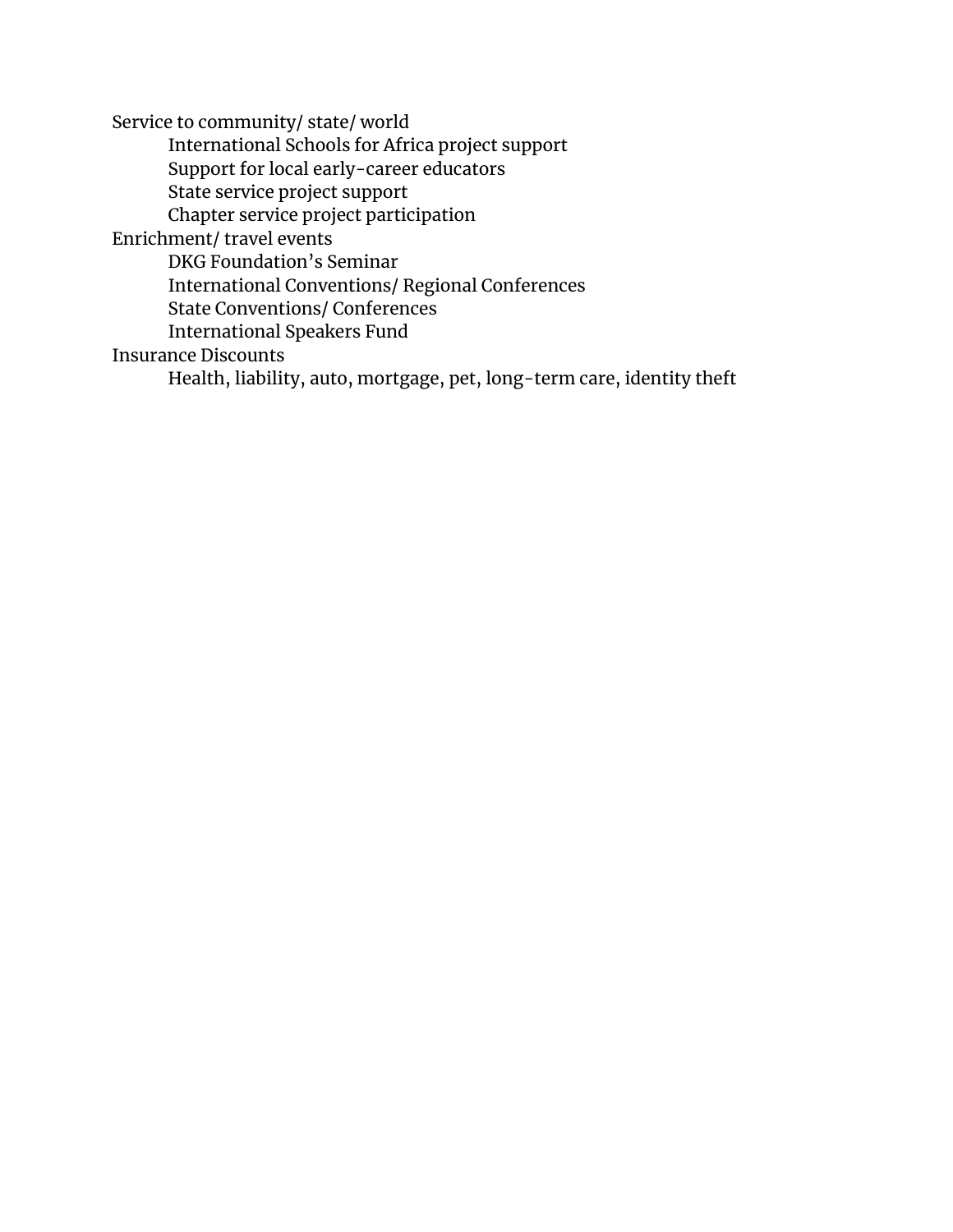- Service to community/ state/ world
    - International Schools for Africa project support
    - Support for local early-career educators
    - State service project support
    - Chapter service project participation
- Enrichment/ travel events
    - DKG Foundation's Seminar
    - International Conventions/ Regional Conferences
    - State Conventions/ Conferences
    - International Speakers Fund
- Insurance Discounts
    - Health, liability, auto, mortgage, pet, long-term care, identity theft